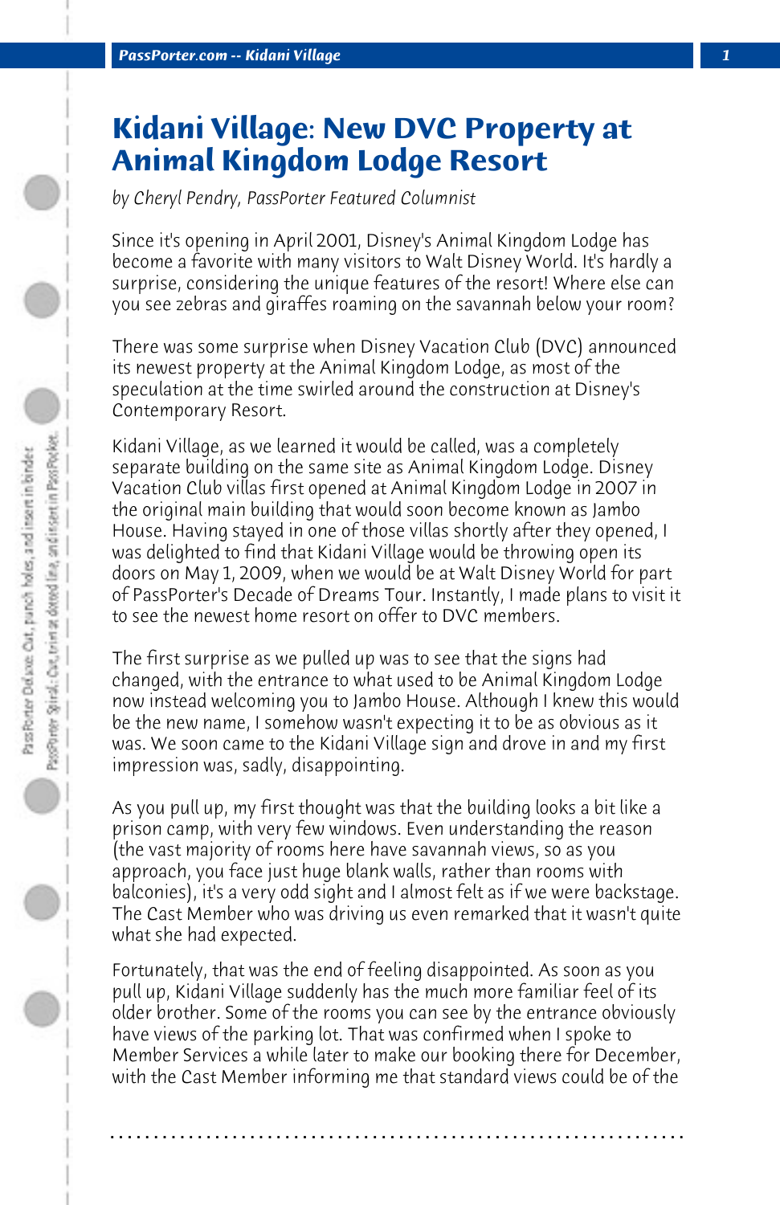# Kidani Village: New DVC Property at Animal Kingdom Lodge Resort

*by Cheryl Pendry, PassPorter Featured Columnist*

Since it's opening in April 2001, Disney's Animal Kingdom Lodge has become a favorite with many visitors to Walt Disney World. It's hardly a surprise, considering the unique features of the resort! Where else can you see zebras and giraffes roaming on the savannah below your room?

There was some surprise when Disney Vacation Club (DVC) announced its newest property at the Animal Kingdom Lodge, as most of the speculation at the time swirled around the construction at Disney's Contemporary Resort.

Kidani Village, as we learned it would be called, was a completely separate building on the same site as Animal Kingdom Lodge. Disney Vacation Club villas first opened at Animal Kingdom Lodge in 2007 in the original main building that would soon become known as Jambo House. Having stayed in one of those villas shortly after they opened, I was delighted to find that Kidani Village would be throwing open its doors on May 1, 2009, when we would be at Walt Disney World for part of PassPorter's Decade of Dreams Tour. Instantly, I made plans to visit it to see the newest home resort on offer to DVC members.

The first surprise as we pulled up was to see that the signs had changed, with the entrance to what used to be Animal Kingdom Lodge now instead welcoming you to Jambo House. Although I knew this would be the new name, I somehow wasn't expecting it to be as obvious as it was. We soon came to the Kidani Village sign and drove in and my first impression was, sadly, disappointing.

As you pull up, my first thought was that the building looks a bit like a prison camp, with very few windows. Even understanding the reason (the vast majority of rooms here have savannah views, so as you approach, you face just huge blank walls, rather than rooms with balconies), it's a very odd sight and I almost felt as if we were backstage. The Cast Member who was driving us even remarked that it wasn't quite what she had expected.

Fortunately, that was the end of feeling disappointed. As soon as you pull up, Kidani Village suddenly has the much more familiar feel of its older brother. Some of the rooms you can see by the entrance obviously have views of the parking lot. That was confirmed when I spoke to Member Services a while later to make our booking there for December, with the Cast Member informing me that standard views could be of the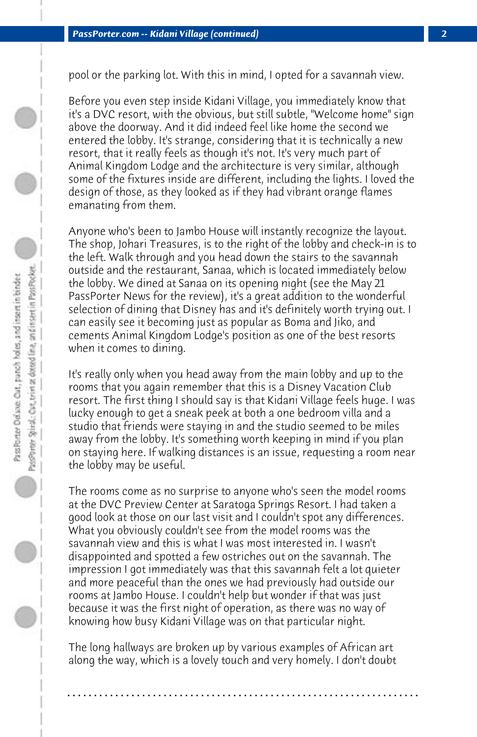pool or the parking lot. With this in mind, I opted for a savannah view.

Before you even step inside Kidani Village, you immediately know that it's a DVC resort, with the obvious, but still subtle, "Welcome home" sign above the doorway. And it did indeed feel like home the second we entered the lobby. It's strange, considering that it is technically a new resort, that it really feels as though it's not. It's very much part of Animal Kingdom Lodge and the architecture is very similar, although some of the fixtures inside are different, including the lights. I loved the design of those, as they looked as if they had vibrant orange flames emanating from them.

Anyone who's been to Jambo House will instantly recognize the layout. The shop, Johari Treasures, is to the right of the lobby and check-in is to the left. Walk through and you head down the stairs to the savannah outside and the restaurant, Sanaa, which is located immediately below the lobby. We dined at Sanaa on its opening night (see the May 21 PassPorter News for the review), it's a great addition to the wonderful selection of dining that Disney has and it's definitely worth trying out. I can easily see it becoming just as popular as Boma and Jiko, and cements Animal Kingdom Lodge's position as one of the best resorts when it comes to dining.

It's really only when you head away from the main lobby and up to the rooms that you again remember that this is a Disney Vacation Club resort. The first thing I should say is that Kidani Village feels huge. I was lucky enough to get a sneak peek at both a one bedroom villa and a studio that friends were staying in and the studio seemed to be miles away from the lobby. It's something worth keeping in mind if you plan on staying here. If walking distances is an issue, requesting a room near the lobby may be useful.

The rooms come as no surprise to anyone who's seen the model rooms at the DVC Preview Center at Saratoga Springs Resort. I had taken a good look at those on our last visit and I couldn't spot any differences. What you obviously couldn't see from the model rooms was the savannah view and this is what I was most interested in. I wasn't disappointed and spotted a few ostriches out on the savannah. The impression I got immediately was that this savannah felt a lot quieter and more peaceful than the ones we had previously had outside our rooms at Jambo House. I couldn't help but wonder if that was just because it was the first night of operation, as there was no way of knowing how busy Kidani Village was on that particular night.

The long hallways are broken up by various examples of African art along the way, which is a lovely touch and very homely. I don't doubt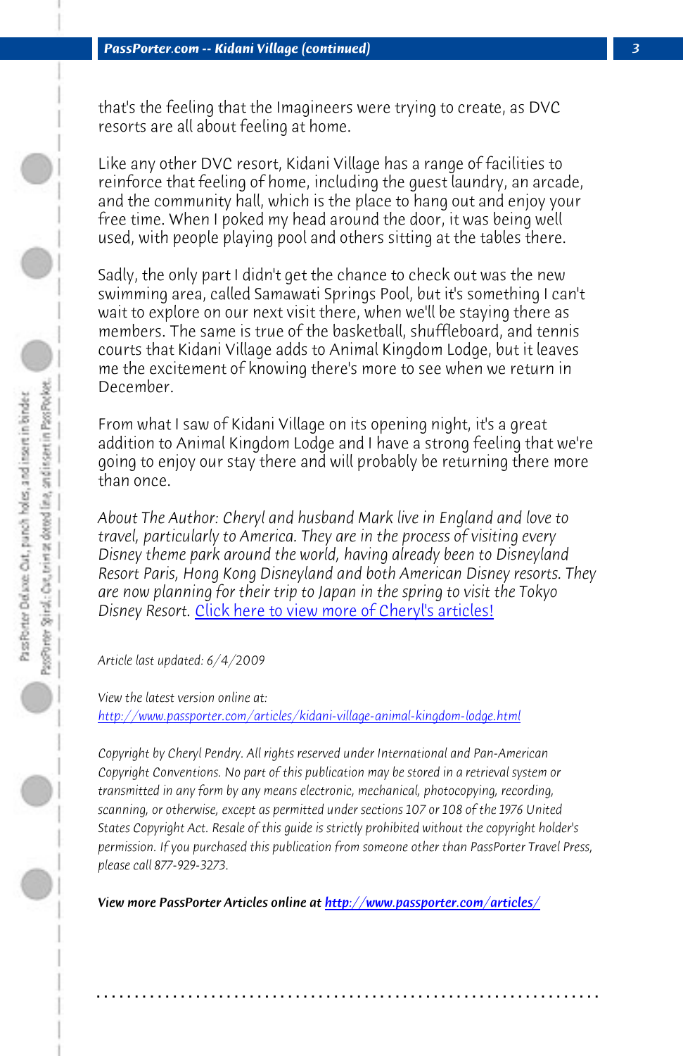that's the feeling that the Imagineers were trying to create, as DVC resorts are all about feeling at home.

Like any other DVC resort, Kidani Village has a range of facilities to reinforce that feeling of home, including the guest laundry, an arcade, and the community hall, which is the place to hang out and enjoy your free time. When I poked my head around the door, it was being well used, with people playing pool and others sitting at the tables there.

Sadly, the only part I didn't get the chance to check out was the new swimming area, called Samawati Springs Pool, but it's something I can't wait to explore on our next visit there, when we'll be staying there as members. The same is true of the basketball, shuffleboard, and tennis courts that Kidani Village adds to Animal Kingdom Lodge, but it leaves me the excitement of knowing there's more to see when we return in December.

From what I saw of Kidani Village on its opening night, it's a great addition to Animal Kingdom Lodge and I have a strong feeling that we're going to enjoy our stay there and will probably be returning there more than once.

*About The Author: Cheryl and husband Mark live in England and love to travel, particularly to America. They are in the process of visiting every Disney theme park around the world, having already been to Disneyland Resort Paris, Hong Kong Disneyland and both American Disney resorts. They are now planning for their trip to Japan in the spring to visit the Tokyo Disney Resort.* Click here to view more of Cheryl's articles!

*Article last updated: 6/4/2009*

*View the latest version online at:*
*http://www.passporter.com/articles/kidani-village-animal-kingdom-lodge.html*

*Copyright by Cheryl Pendry. All rights reserved under International and Pan-American Copyright Conventions. No part of this publication may be stored in a retrieval system or transmitted in any form by any means electronic, mechanical, photocopying, recording, scanning, or otherwise, except as permitted under sections 107 or 108 of the 1976 United States Copyright Act. Resale of this guide is strictly prohibited without the copyright holder's permission. If you purchased this publication from someone other than PassPorter Travel Press, please call 877-929-3273.*

***View more PassPorter Articles online at http://www.passporter.com/articles/***